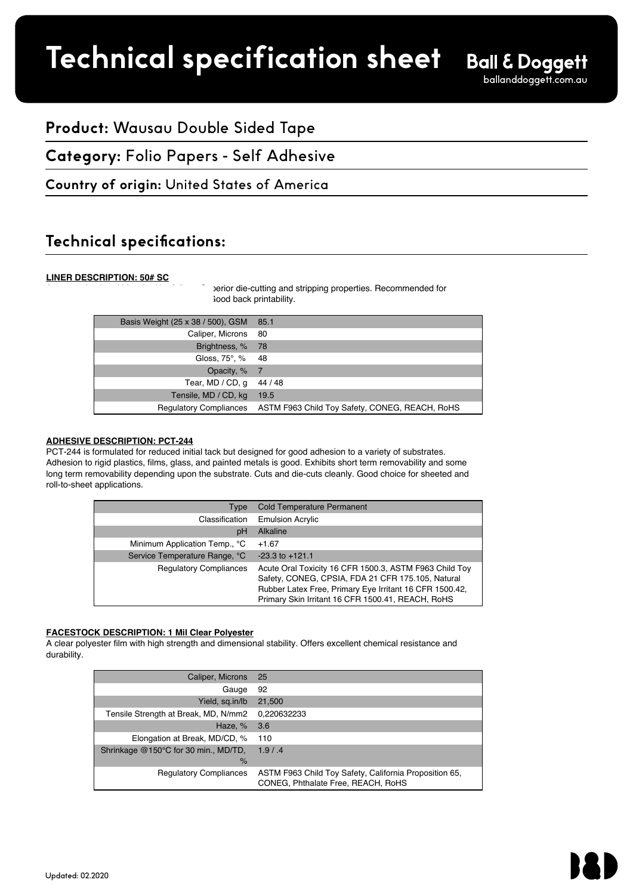# Technical specification sheet

Ball & Doggett
balanddoggett.com.au

## Product: Wausau Double Sided Tape

## Category: Folio Papers - Self Adhesive

## Country of origin: United States of America

## Technical specifications:

**LINER DESCRIPTION: 50# SC**

perior die-cutting and stripping properties. Recommended for ood back printability.

| | |
|---|---|
| Basis Weight (25 x 38 / 500), GSM | 85.1 |
| Caliper, Microns | 80 |
| Brightness, % | 78 |
| Gloss, 75°, % | 48 |
| Opacity, % | 7 |
| Tear, MD / CD, g | 44 / 48 |
| Tensile, MD / CD, kg | 19.5 |
| Regulatory Compliances | ASTM F963 Child Toy Safety, CONEG, REACH, RoHS |

**ADHESIVE DESCRIPTION: PCT-244**

PCT-244 is formulated for reduced initial tack but designed for good adhesion to a variety of substrates. Adhesion to rigid plastics, films, glass, and painted metals is good. Exhibits short term removability and some long term removability depending upon the substrate. Cuts and die-cuts cleanly. Good choice for sheeted and roll-to-sheet applications.

| | |
|---|---|
| Type | Cold Temperature Permanent |
| Classification | Emulsion Acrylic |
| pH | Alkaline |
| Minimum Application Temp., °C | +1.67 |
| Service Temperature Range, °C | -23.3 to +121.1 |
| Regulatory Compliances | Acute Oral Toxicity 16 CFR 1500.3, ASTM F963 Child Toy Safety, CONEG, CPSIA, FDA 21 CFR 175.105, Natural Rubber Latex Free, Primary Eye Irritant 16 CFR 1500.42, Primary Skin Irritant 16 CFR 1500.41, REACH, RoHS |

**FACESTOCK DESCRIPTION: 1 Mil Clear Polyester**

A clear polyester film with high strength and dimensional stability. Offers excellent chemical resistance and durability.

| | |
|---|---|
| Caliper, Microns | 25 |
| Gauge | 92 |
| Yield, sq.in/lb | 21,500 |
| Tensile Strength at Break, MD, N/mm2 | 0,220632233 |
| Haze, % | 3.6 |
| Elongation at Break, MD/CD, % | 110 |
| Shrinkage @150°C for 30 min., MD/TD, % | 1.9 / .4 |
| Regulatory Compliances | ASTM F963 Child Toy Safety, California Proposition 65, CONEG, Phthalate Free, REACH, RoHS |

Updated: 02.2020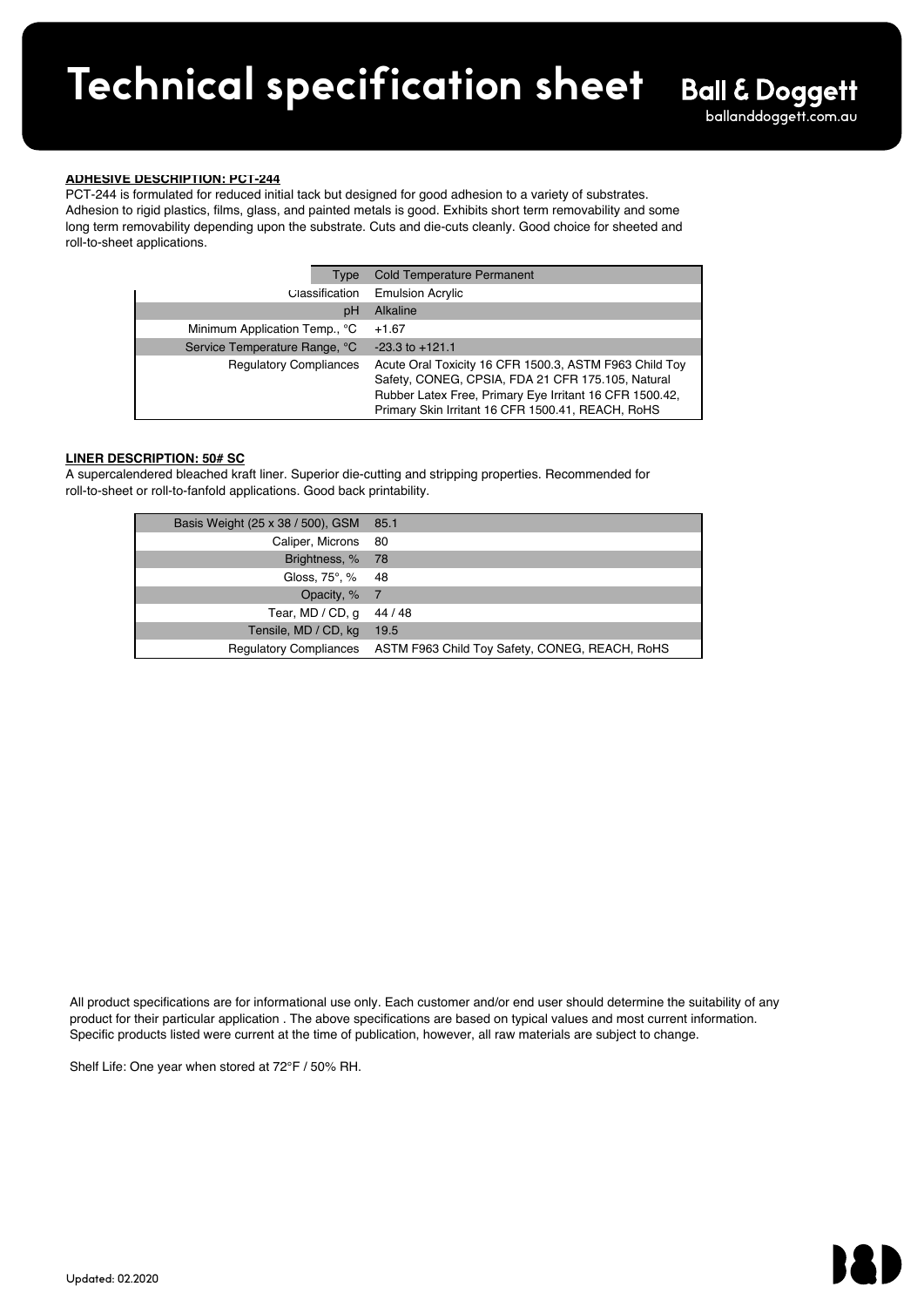# Technical specification sheet

**Ball & Doggett**
balladdoggett.com.au

**ADHESIVE DESCRIPTION: PCT-244**

PCT-244 is formulated for reduced initial tack but designed for good adhesion to a variety of substrates. Adhesion to rigid plastics, films, glass, and painted metals is good. Exhibits short term removability and some long term removability depending upon the substrate. Cuts and die-cuts cleanly. Good choice for sheeted and roll-to-sheet applications.

| | |
|---|---|
| Type | Cold Temperature Permanent |
| Classification | Emulsion Acrylic |
| pH | Alkaline |
| Minimum Application Temp., °C | +1.67 |
| Service Temperature Range, °C | -23.3 to +121.1 |
| Regulatory Compliances | Acute Oral Toxicity 16 CFR 1500.3, ASTM F963 Child Toy Safety, CONEG, CPSIA, FDA 21 CFR 175.105, Natural Rubber Latex Free, Primary Eye Irritant 16 CFR 1500.42, Primary Skin Irritant 16 CFR 1500.41, REACH, RoHS |

**LINER DESCRIPTION: 50# SC**

A supercalendered bleached kraft liner. Superior die-cutting and stripping properties. Recommended for roll-to-sheet or roll-to-fanfold applications. Good back printability.

| | |
|---|---|
| Basis Weight (25 x 38 / 500), GSM | 85.1 |
| Caliper, Microns | 80 |
| Brightness, % | 78 |
| Gloss, 75°, % | 48 |
| Opacity, % | 7 |
| Tear, MD / CD, g | 44 / 48 |
| Tensile, MD / CD, kg | 19.5 |
| Regulatory Compliances | ASTM F963 Child Toy Safety, CONEG, REACH, RoHS |

All product specifications are for informational use only. Each customer and/or end user should determine the suitability of any product for their particular application . The above specifications are based on typical values and most current information. Specific products listed were current at the time of publication, however, all raw materials are subject to change.

Shelf Life: One year when stored at 72°F / 50% RH.

Updated: 02.2020